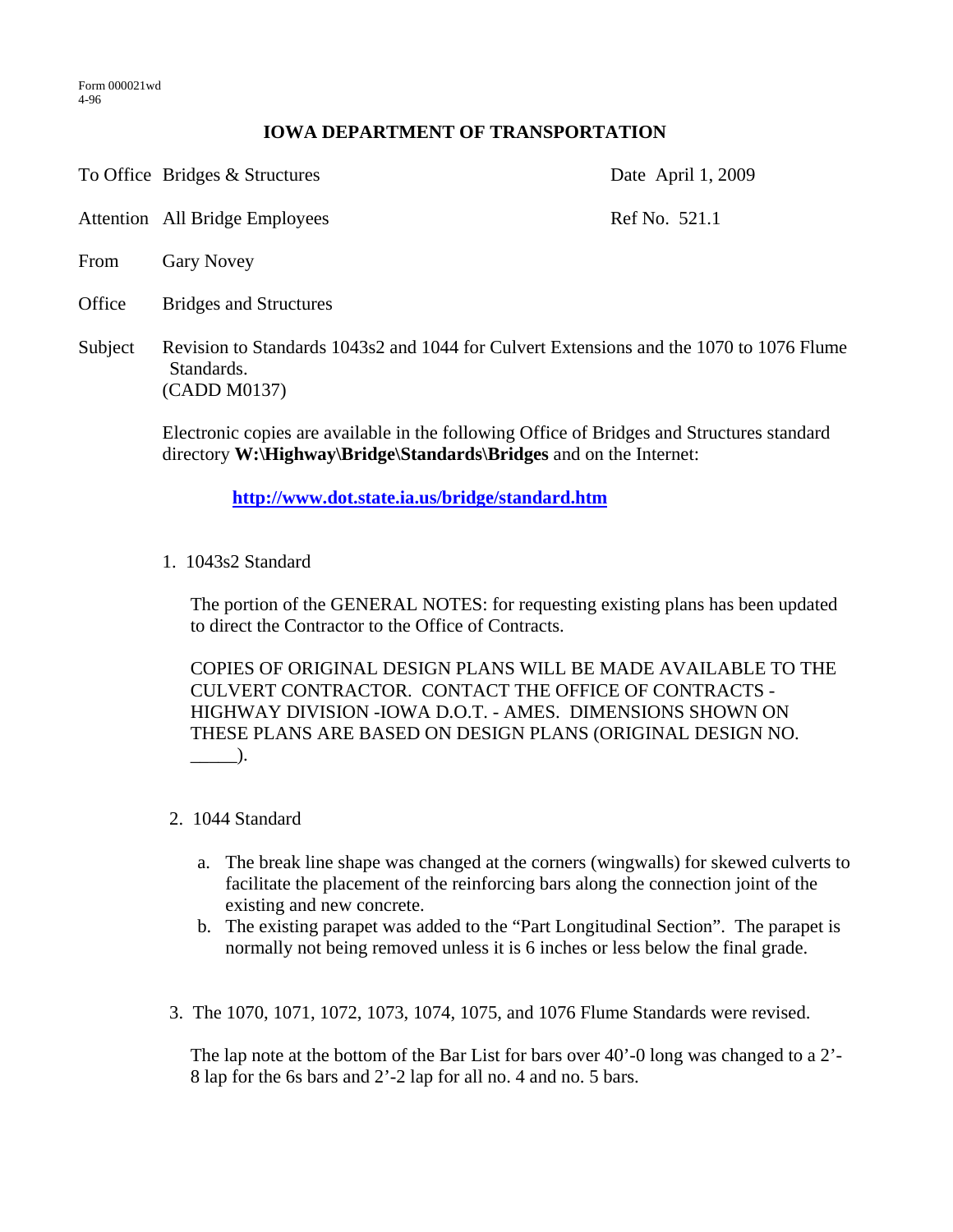Form 000021wd
4-96

## IOWA DEPARTMENT OF TRANSPORTATION

To Office Bridges & Structures — Date April 1, 2009

Attention All Bridge Employees — Ref No. 521.1

From Gary Novey

Office Bridges and Structures

Subject Revision to Standards 1043s2 and 1044 for Culvert Extensions and the 1070 to 1076 Flume Standards.
(CADD M0137)

Electronic copies are available in the following Office of Bridges and Structures standard directory **W:\Highway\Bridge\Standards\Bridges** and on the Internet:

**http://www.dot.state.ia.us/bridge/standard.htm**

1. 1043s2 Standard

   The portion of the GENERAL NOTES: for requesting existing plans has been updated to direct the Contractor to the Office of Contracts.

   COPIES OF ORIGINAL DESIGN PLANS WILL BE MADE AVAILABLE TO THE CULVERT CONTRACTOR. CONTACT THE OFFICE OF CONTRACTS - HIGHWAY DIVISION -IOWA D.O.T. - AMES. DIMENSIONS SHOWN ON THESE PLANS ARE BASED ON DESIGN PLANS (ORIGINAL DESIGN NO. _____).

2. 1044 Standard

   a. The break line shape was changed at the corners (wingwalls) for skewed culverts to facilitate the placement of the reinforcing bars along the connection joint of the existing and new concrete.
   b. The existing parapet was added to the "Part Longitudinal Section". The parapet is normally not being removed unless it is 6 inches or less below the final grade.

3. The 1070, 1071, 1072, 1073, 1074, 1075, and 1076 Flume Standards were revised.

   The lap note at the bottom of the Bar List for bars over 40'-0 long was changed to a 2'-8 lap for the 6s bars and 2'-2 lap for all no. 4 and no. 5 bars.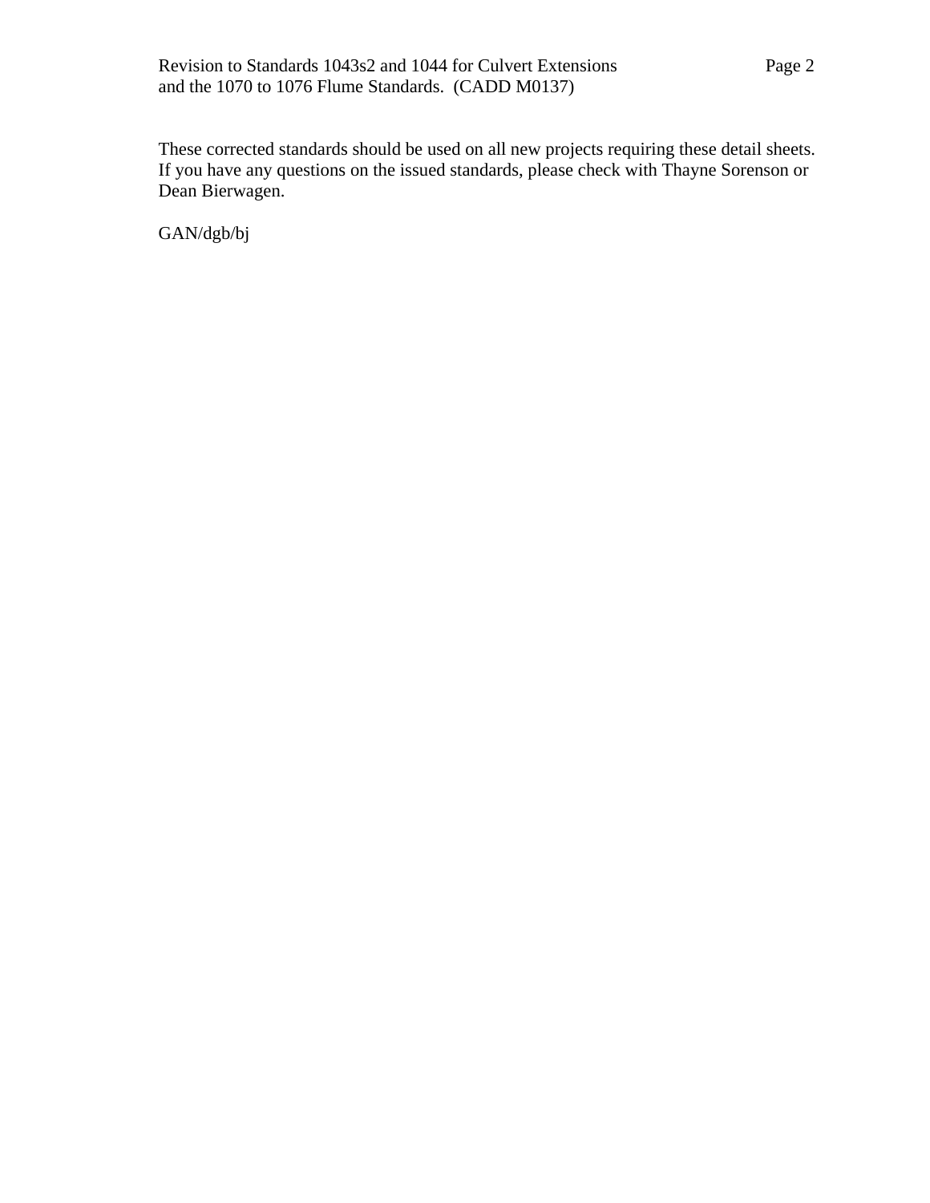These corrected standards should be used on all new projects requiring these detail sheets. If you have any questions on the issued standards, please check with Thayne Sorenson or Dean Bierwagen.

GAN/dgb/bj